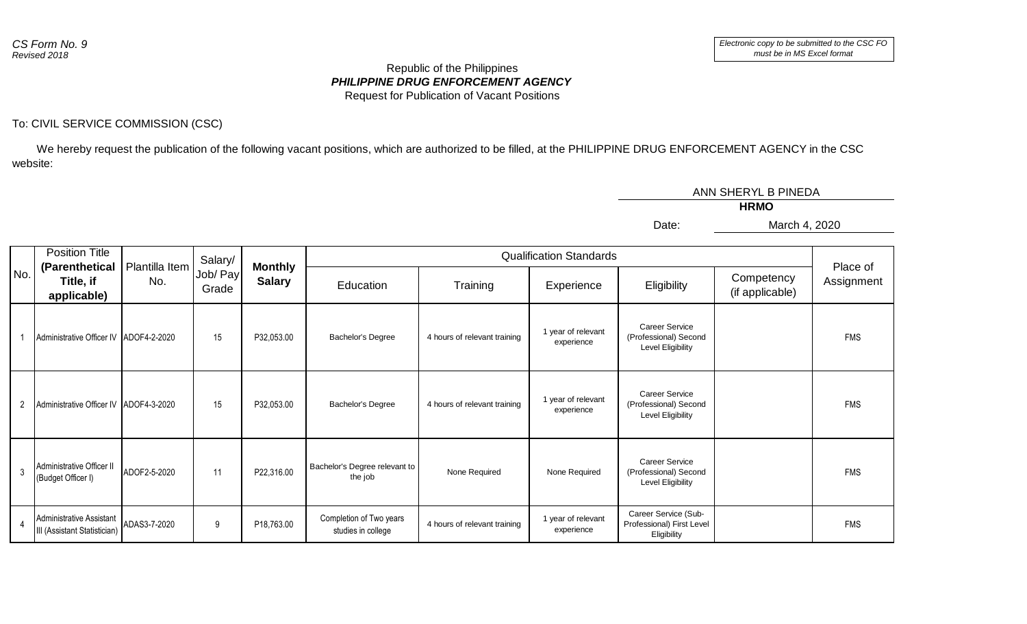*CS Form No. 9*
*Revised 2018*

*Electronic copy to be submitted to the CSC FO must be in MS Excel format*

Republic of the Philippines
***PHILIPPINE DRUG ENFORCEMENT AGENCY***
Request for Publication of Vacant Positions

To: CIVIL SERVICE COMMISSION (CSC)

We hereby request the publication of the following vacant positions, which are authorized to be filled, at the PHILIPPINE DRUG ENFORCEMENT AGENCY in the CSC website:

ANN SHERYL B PINEDA
**HRMO**

Date: March 4, 2020

| No. | Position Title **(Parenthetical Title, if applicable)** | Plantilla Item No. | Salary/ Job/ Pay Grade | **Monthly Salary** | Qualification Standards | | | | | Place of Assignment |
|---|---|---|---|---|---|---|---|---|---|---|
| | | | | | Education | Training | Experience | Eligibility | Competency (if applicable) | |
| 1 | Administrative Officer IV | ADOF4-2-2020 | 15 | P32,053.00 | Bachelor's Degree | 4 hours of relevant training | 1 year of relevant experience | Career Service (Professional) Second Level Eligibility | | FMS |
| 2 | Administrative Officer IV | ADOF4-3-2020 | 15 | P32,053.00 | Bachelor's Degree | 4 hours of relevant training | 1 year of relevant experience | Career Service (Professional) Second Level Eligibility | | FMS |
| 3 | Administrative Officer II (Budget Officer I) | ADOF2-5-2020 | 11 | P22,316.00 | Bachelor's Degree relevant to the job | None Required | None Required | Career Service (Professional) Second Level Eligibility | | FMS |
| 4 | Administrative Assistant III (Assistant Statistician) | ADAS3-7-2020 | 9 | P18,763.00 | Completion of Two years studies in college | 4 hours of relevant training | 1 year of relevant experience | Career Service (Sub-Professional) First Level Eligibility | | FMS |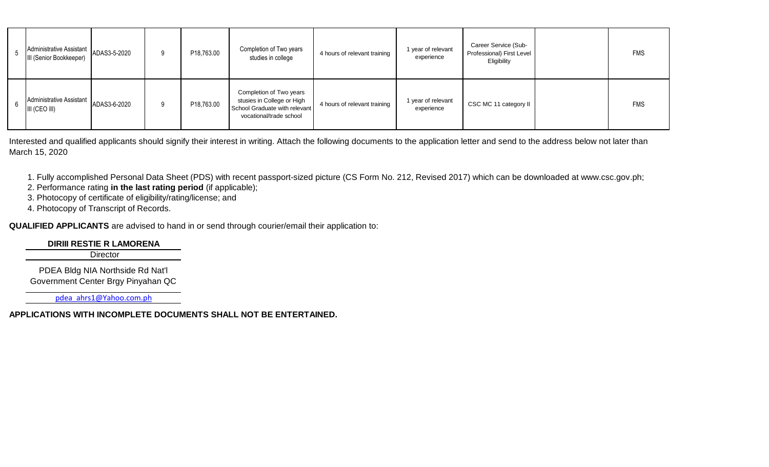| | | | | | | | | | | |
|---|---|---|---|---|---|---|---|---|---|---|
| 5 | Administrative Assistant III (Senior Bookkeeper) | ADAS3-5-2020 | 9 | P18,763.00 | Completion of Two years studies in college | 4 hours of relevant training | 1 year of relevant experience | Career Service (Sub-Professional) First Level Eligibility | | FMS |
| 6 | Administrative Assistant III (CEO III) | ADAS3-6-2020 | 9 | P18,763.00 | Completion of Two years stusies in College or High School Graduate with relevant vocational/trade school | 4 hours of relevant training | 1 year of relevant experience | CSC MC 11 category II | | FMS |

Interested and qualified applicants should signify their interest in writing. Attach the following documents to the application letter and send to the address below not later than March 15, 2020

1. Fully accomplished Personal Data Sheet (PDS) with recent passport-sized picture (CS Form No. 212, Revised 2017) which can be downloaded at www.csc.gov.ph;
2. Performance rating **in the last rating period** (if applicable);
3. Photocopy of certificate of eligibility/rating/license; and
4. Photocopy of Transcript of Records.

**QUALIFIED APPLICANTS** are advised to hand in or send through courier/email their application to:

**DIRIII RESTIE R LAMORENA**

Director

PDEA Bldg NIA Northside Rd Nat'l Government Center Brgy Pinyahan QC

pdea_ahrs1@Yahoo.com.ph

**APPLICATIONS WITH INCOMPLETE DOCUMENTS SHALL NOT BE ENTERTAINED.**